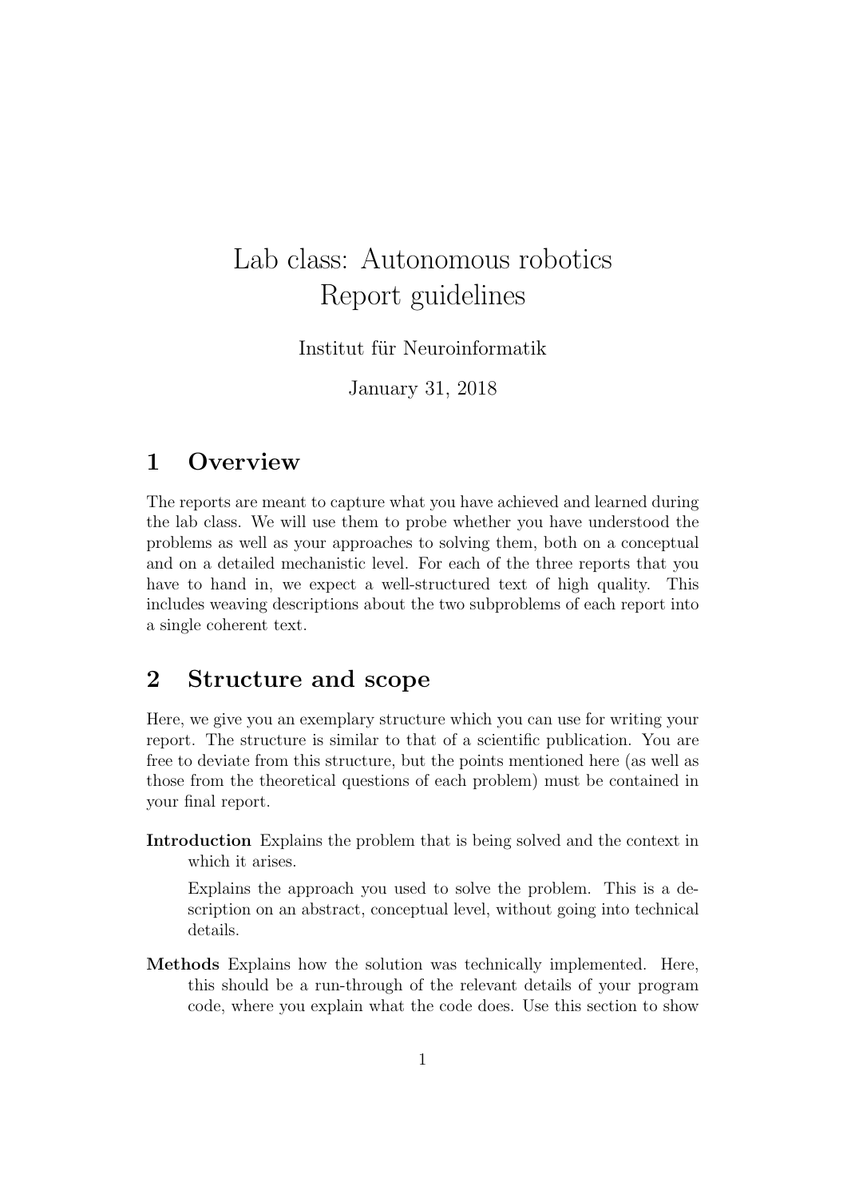# Lab class: Autonomous robotics
# Report guidelines

Institut für Neuroinformatik

January 31, 2018

## 1 Overview

The reports are meant to capture what you have achieved and learned during the lab class. We will use them to probe whether you have understood the problems as well as your approaches to solving them, both on a conceptual and on a detailed mechanistic level. For each of the three reports that you have to hand in, we expect a well-structured text of high quality. This includes weaving descriptions about the two subproblems of each report into a single coherent text.

## 2 Structure and scope

Here, we give you an exemplary structure which you can use for writing your report. The structure is similar to that of a scientific publication. You are free to deviate from this structure, but the points mentioned here (as well as those from the theoretical questions of each problem) must be contained in your final report.

**Introduction** Explains the problem that is being solved and the context in which it arises.

Explains the approach you used to solve the problem. This is a description on an abstract, conceptual level, without going into technical details.

**Methods** Explains how the solution was technically implemented. Here, this should be a run-through of the relevant details of your program code, where you explain what the code does. Use this section to show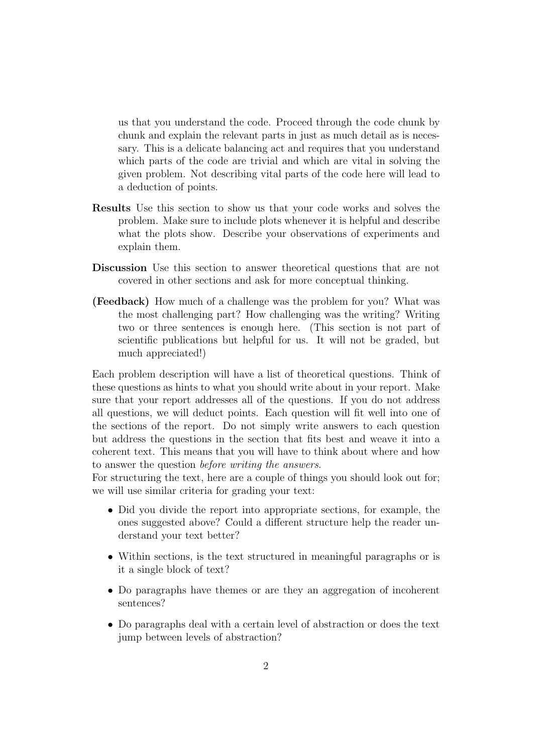us that you understand the code. Proceed through the code chunk by chunk and explain the relevant parts in just as much detail as is necessary. This is a delicate balancing act and requires that you understand which parts of the code are trivial and which are vital in solving the given problem. Not describing vital parts of the code here will lead to a deduction of points.

**Results** Use this section to show us that your code works and solves the problem. Make sure to include plots whenever it is helpful and describe what the plots show. Describe your observations of experiments and explain them.

**Discussion** Use this section to answer theoretical questions that are not covered in other sections and ask for more conceptual thinking.

**(Feedback)** How much of a challenge was the problem for you? What was the most challenging part? How challenging was the writing? Writing two or three sentences is enough here. (This section is not part of scientific publications but helpful for us. It will not be graded, but much appreciated!)

Each problem description will have a list of theoretical questions. Think of these questions as hints to what you should write about in your report. Make sure that your report addresses all of the questions. If you do not address all questions, we will deduct points. Each question will fit well into one of the sections of the report. Do not simply write answers to each question but address the questions in the section that fits best and weave it into a coherent text. This means that you will have to think about where and how to answer the question *before writing the answers*.

For structuring the text, here are a couple of things you should look out for; we will use similar criteria for grading your text:

- Did you divide the report into appropriate sections, for example, the ones suggested above? Could a different structure help the reader understand your text better?
- Within sections, is the text structured in meaningful paragraphs or is it a single block of text?
- Do paragraphs have themes or are they an aggregation of incoherent sentences?
- Do paragraphs deal with a certain level of abstraction or does the text jump between levels of abstraction?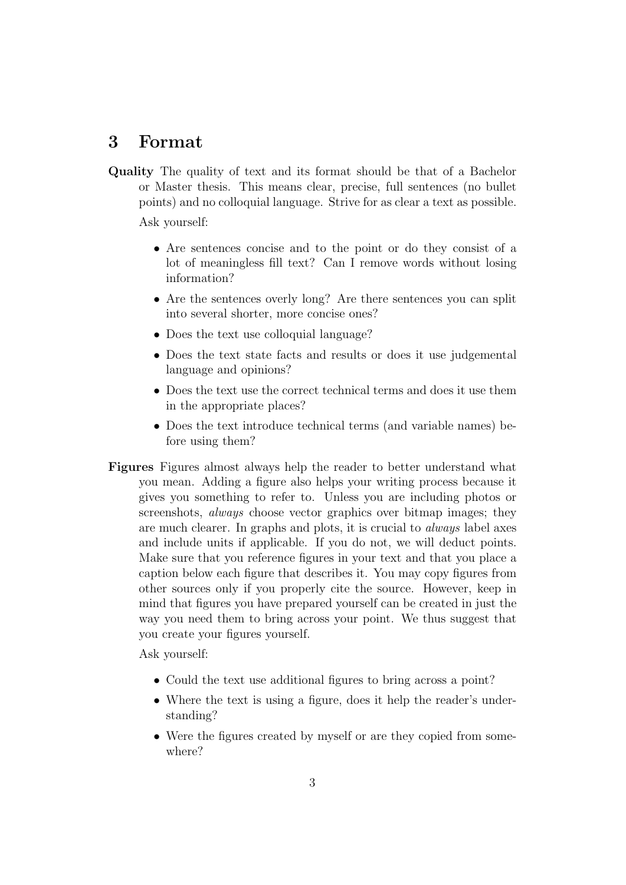## 3 Format

**Quality** The quality of text and its format should be that of a Bachelor or Master thesis. This means clear, precise, full sentences (no bullet points) and no colloquial language. Strive for as clear a text as possible.

Ask yourself:

- Are sentences concise and to the point or do they consist of a lot of meaningless fill text? Can I remove words without losing information?
- Are the sentences overly long? Are there sentences you can split into several shorter, more concise ones?
- Does the text use colloquial language?
- Does the text state facts and results or does it use judgemental language and opinions?
- Does the text use the correct technical terms and does it use them in the appropriate places?
- Does the text introduce technical terms (and variable names) before using them?

**Figures** Figures almost always help the reader to better understand what you mean. Adding a figure also helps your writing process because it gives you something to refer to. Unless you are including photos or screenshots, *always* choose vector graphics over bitmap images; they are much clearer. In graphs and plots, it is crucial to *always* label axes and include units if applicable. If you do not, we will deduct points. Make sure that you reference figures in your text and that you place a caption below each figure that describes it. You may copy figures from other sources only if you properly cite the source. However, keep in mind that figures you have prepared yourself can be created in just the way you need them to bring across your point. We thus suggest that you create your figures yourself.

Ask yourself:

- Could the text use additional figures to bring across a point?
- Where the text is using a figure, does it help the reader's understanding?
- Were the figures created by myself or are they copied from somewhere?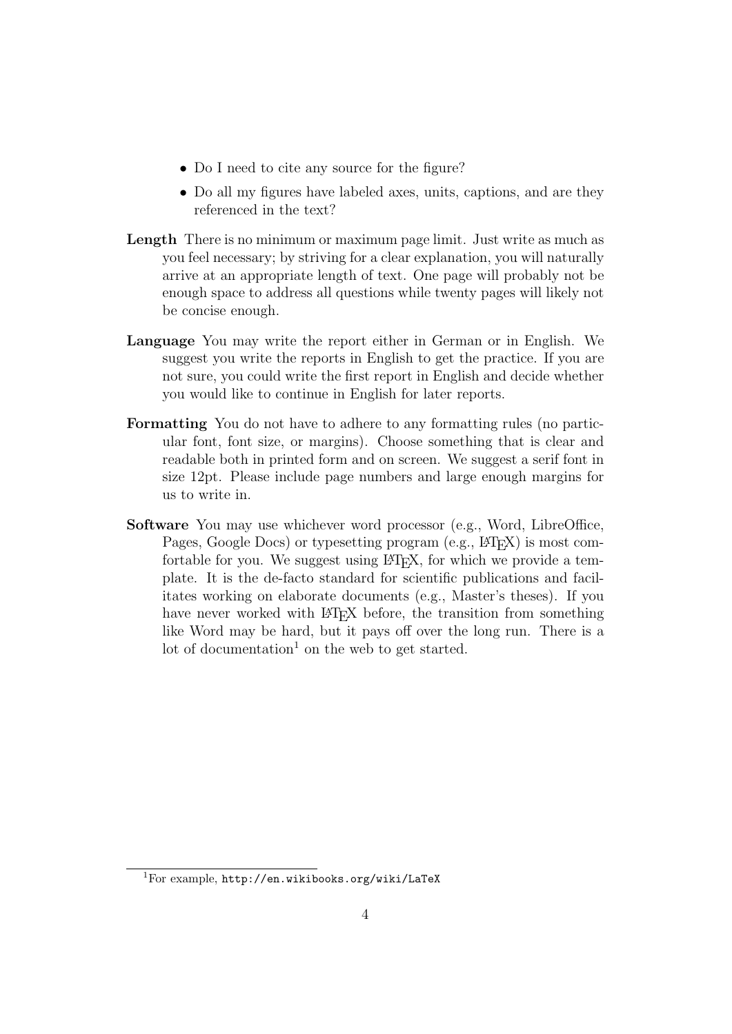- Do I need to cite any source for the figure?
- Do all my figures have labeled axes, units, captions, and are they referenced in the text?

**Length** There is no minimum or maximum page limit. Just write as much as you feel necessary; by striving for a clear explanation, you will naturally arrive at an appropriate length of text. One page will probably not be enough space to address all questions while twenty pages will likely not be concise enough.

**Language** You may write the report either in German or in English. We suggest you write the reports in English to get the practice. If you are not sure, you could write the first report in English and decide whether you would like to continue in English for later reports.

**Formatting** You do not have to adhere to any formatting rules (no particular font, font size, or margins). Choose something that is clear and readable both in printed form and on screen. We suggest a serif font in size 12pt. Please include page numbers and large enough margins for us to write in.

**Software** You may use whichever word processor (e.g., Word, LibreOffice, Pages, Google Docs) or typesetting program (e.g., LaTeX) is most comfortable for you. We suggest using LaTeX, for which we provide a template. It is the de-facto standard for scientific publications and facilitates working on elaborate documents (e.g., Master's theses). If you have never worked with LaTeX before, the transition from something like Word may be hard, but it pays off over the long run. There is a lot of documentation[1] on the web to get started.

[1] For example, `http://en.wikibooks.org/wiki/LaTeX`